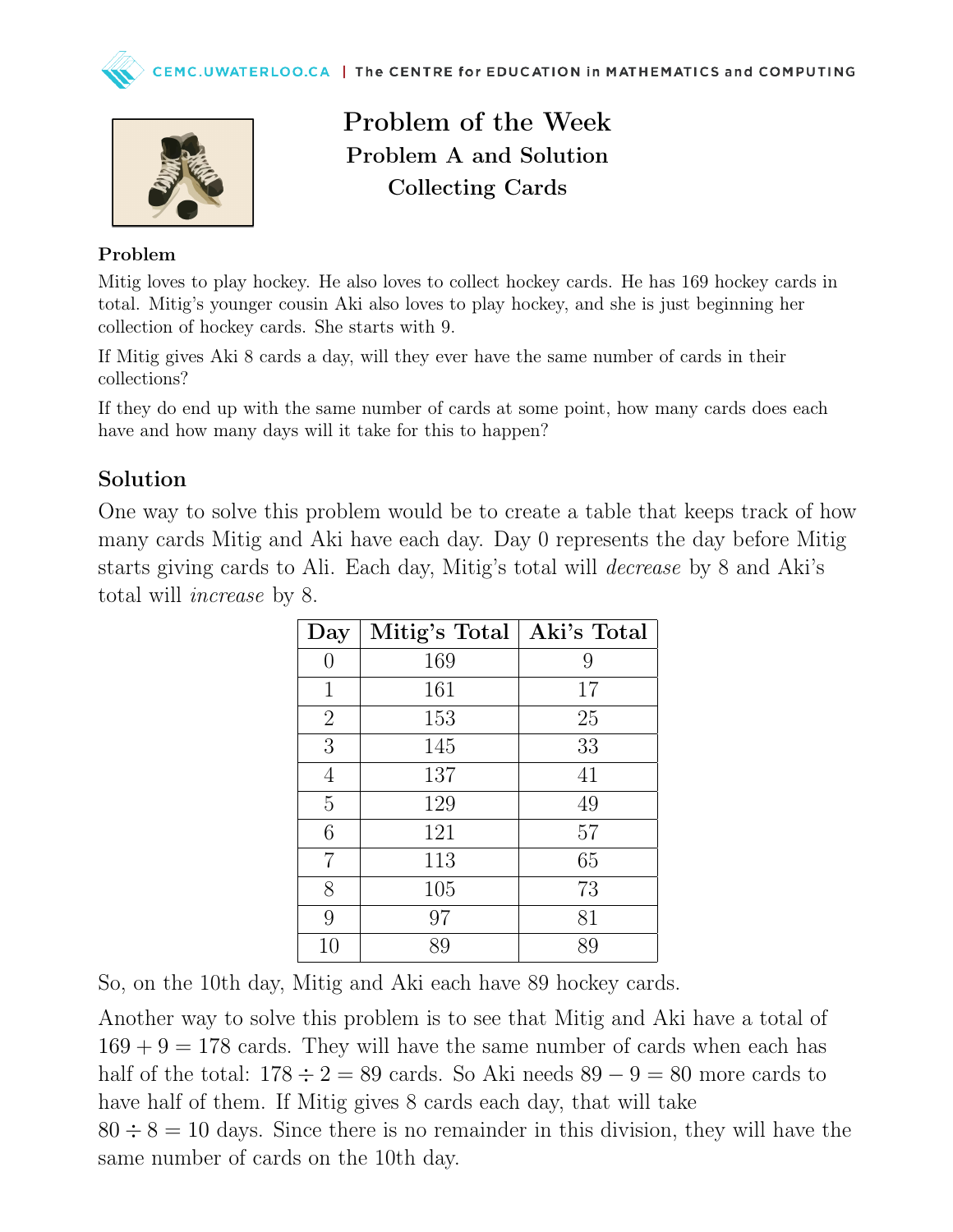# Problem of the Week
## Problem A and Solution
## Collecting Cards

### Problem

Mitig loves to play hockey. He also loves to collect hockey cards. He has 169 hockey cards in total. Mitig's younger cousin Aki also loves to play hockey, and she is just beginning her collection of hockey cards. She starts with 9.

If Mitig gives Aki 8 cards a day, will they ever have the same number of cards in their collections?

If they do end up with the same number of cards at some point, how many cards does each have and how many days will it take for this to happen?

## Solution

One way to solve this problem would be to create a table that keeps track of how many cards Mitig and Aki have each day. Day 0 represents the day before Mitig starts giving cards to Ali. Each day, Mitig's total will *decrease* by 8 and Aki's total will *increase* by 8.

| Day | Mitig's Total | Aki's Total |
|---|---|---|
| 0 | 169 | 9 |
| 1 | 161 | 17 |
| 2 | 153 | 25 |
| 3 | 145 | 33 |
| 4 | 137 | 41 |
| 5 | 129 | 49 |
| 6 | 121 | 57 |
| 7 | 113 | 65 |
| 8 | 105 | 73 |
| 9 | 97 | 81 |
| 10 | 89 | 89 |

So, on the 10th day, Mitig and Aki each have 89 hockey cards.

Another way to solve this problem is to see that Mitig and Aki have a total of $169 + 9 = 178$ cards. They will have the same number of cards when each has half of the total: $178 \div 2 = 89$ cards. So Aki needs $89 - 9 = 80$ more cards to have half of them. If Mitig gives 8 cards each day, that will take $80 \div 8 = 10$ days. Since there is no remainder in this division, they will have the same number of cards on the 10th day.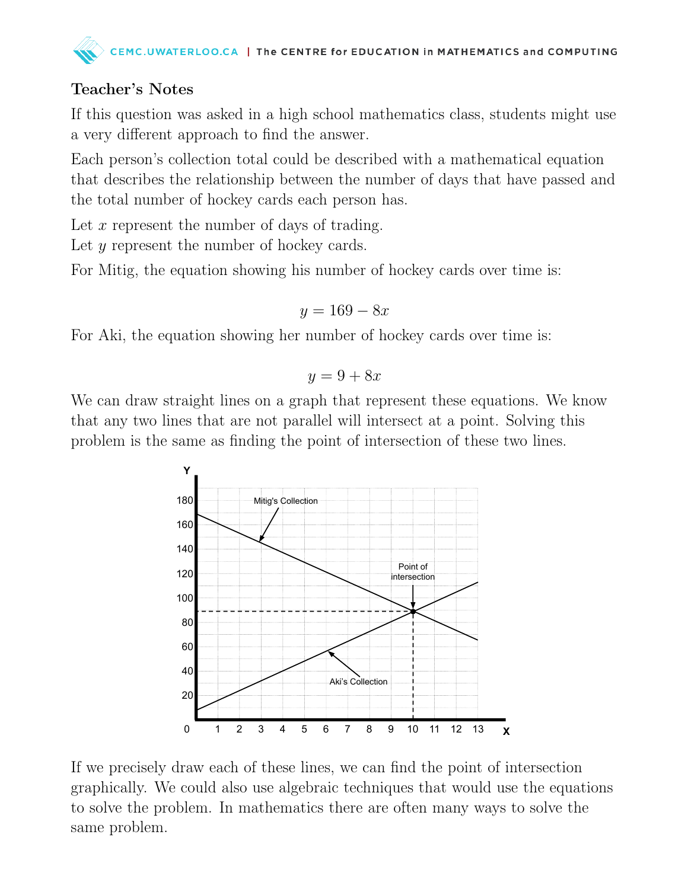**Teacher's Notes**

If this question was asked in a high school mathematics class, students might use a very different approach to find the answer.

Each person's collection total could be described with a mathematical equation that describes the relationship between the number of days that have passed and the total number of hockey cards each person has.

Let $x$ represent the number of days of trading.
Let $y$ represent the number of hockey cards.

For Mitig, the equation showing his number of hockey cards over time is:

$$y = 169 - 8x$$

For Aki, the equation showing her number of hockey cards over time is:

$$y = 9 + 8x$$

We can draw straight lines on a graph that represent these equations. We know that any two lines that are not parallel will intersect at a point. Solving this problem is the same as finding the point of intersection of these two lines.

Y
180
160
140
120
100
80
60
40
20
0
1 2 3 4 5 6 7 8 9 10 11 12 13
X
Mitig's Collection
Point of intersection
Aki's Collection

If we precisely draw each of these lines, we can find the point of intersection graphically. We could also use algebraic techniques that would use the equations to solve the problem. In mathematics there are often many ways to solve the same problem.